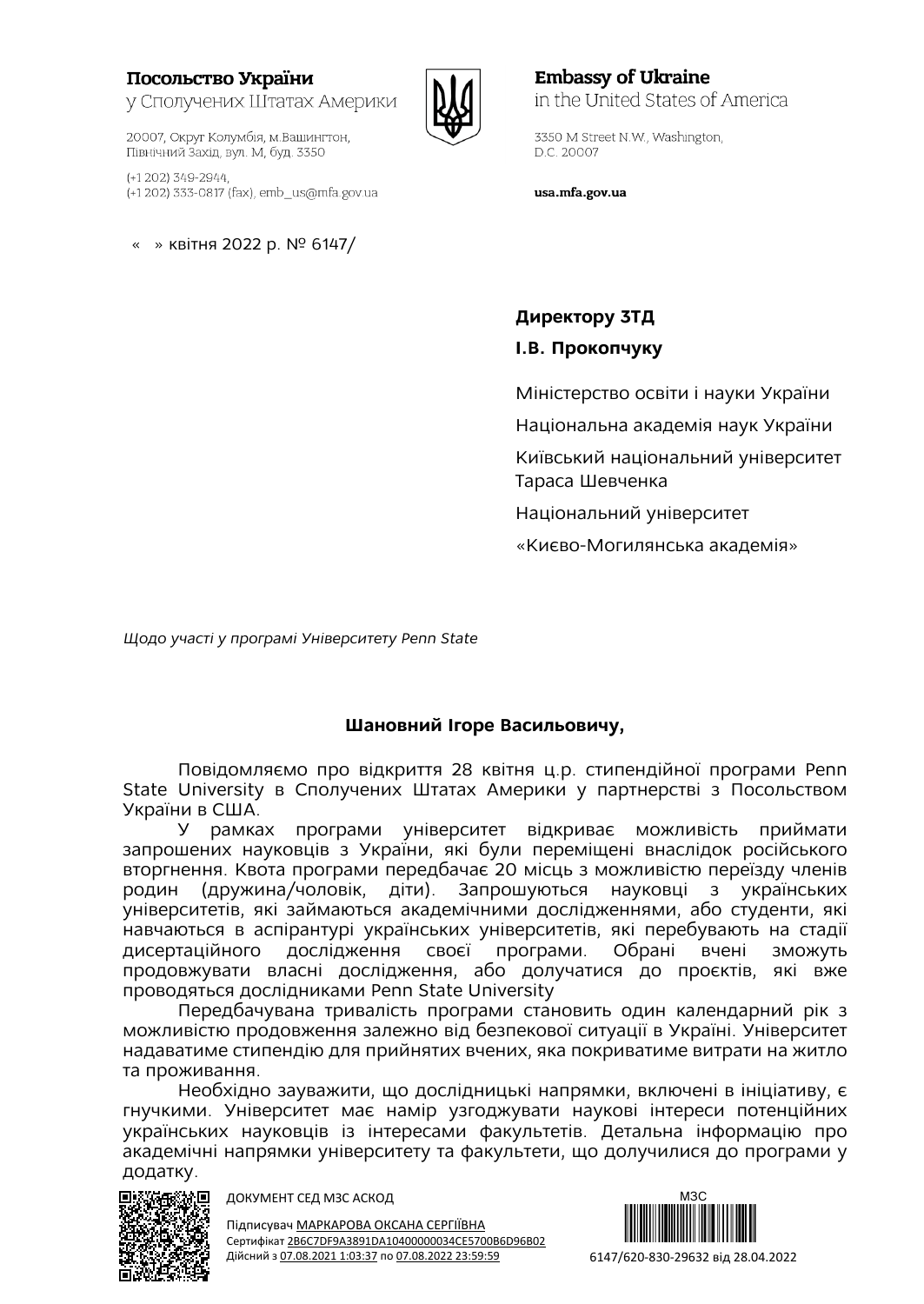**Посольство України**
у Сполучених Штатах Америки

20007, Округ Колумбія, м.Вашингтон,
Північний Захід, вул. М, буд. 3350

(+1 202) 349-2944,
(+1 202) 333-0817 (fax), emb_us@mfa.gov.ua

**Embassy of Ukraine**
in the United States of America

3350 M Street N.W., Washington,
D.C. 20007

**usa.mfa.gov.ua**

«   » квітня 2022 р. № 6147/

**Директору ЗТД**

**І.В. Прокопчуку**

Міністерство освіти і науки України

Національна академія наук України

Київський національний університет Тараса Шевченка

Національний університет «Києво-Могилянська академія»

*Щодо участі у програмі Університету Penn State*

**Шановний Ігоре Васильовичу,**

Повідомляємо про відкриття 28 квітня ц.р. стипендійної програми Penn State University в Сполучених Штатах Америки у партнерстві з Посольством України в США.

У рамках програми університет відкриває можливість приймати запрошених науковців з України, які були переміщені внаслідок російського вторгнення. Квота програми передбачає 20 місць з можливістю переїзду членів родин (дружина/чоловік, діти). Запрошуються науковці з українських університетів, які займаються академічними дослідженнями, або студенти, які навчаються в аспірантурі українських університетів, які перебувають на стадії дисертаційного дослідження своєї програми. Обрані вчені зможуть продовжувати власні дослідження, або долучатися до проєктів, які вже проводяться дослідниками Penn State University

Передбачувана тривалість програми становить один календарний рік з можливістю продовження залежно від безпекової ситуації в Україні. Університет надаватиме стипендію для прийнятих вчених, яка покриватиме витрати на житло та проживання.

Необхідно зауважити, що дослідницькі напрямки, включені в ініціативу, є гнучкими. Університет має намір узгоджувати наукові інтереси потенційних українських науковців із інтересами факультетів. Детальна інформацію про академічні напрямки університету та факультети, що долучилися до програми у додатку.

ДОКУМЕНТ СЕД МЗС АСКОД

Підписувач МАРКАРОВА ОКСАНА СЕРГІЇВНА
Сертифікат 2B6C7DF9A3891DA10400000034CE5700B6D96B02
Дійсний з 07.08.2021 1:03:37 по 07.08.2022 23:59:59

МЗС
6147/620-830-29632 від 28.04.2022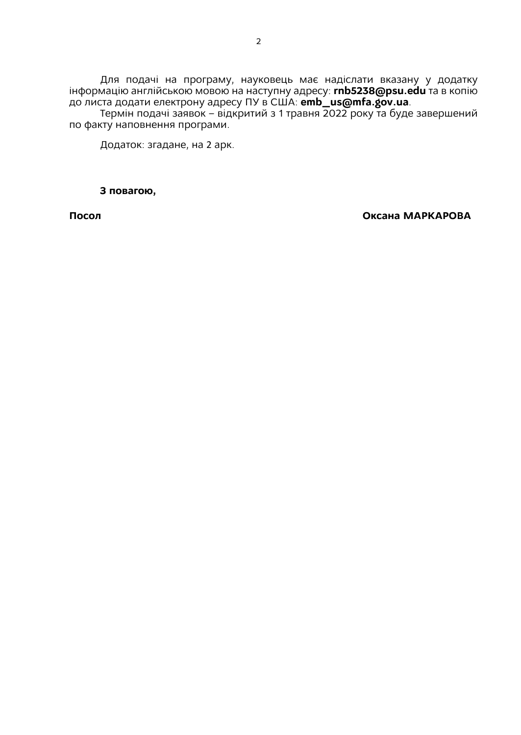Для подачі на програму, науковець має надіслати вказану у додатку інформацію англійською мовою на наступну адресу: **rnb5238@psu.edu** та в копію до листа додати електрону адресу ПУ в США: **emb_us@mfa.gov.ua**.

Термін подачі заявок – відкритий з 1 травня 2022 року та буде завершений по факту наповнення програми.

Додаток: згадане, на 2 арк.

**З повагою,**

**Посол** **Оксана МАРКАРОВА**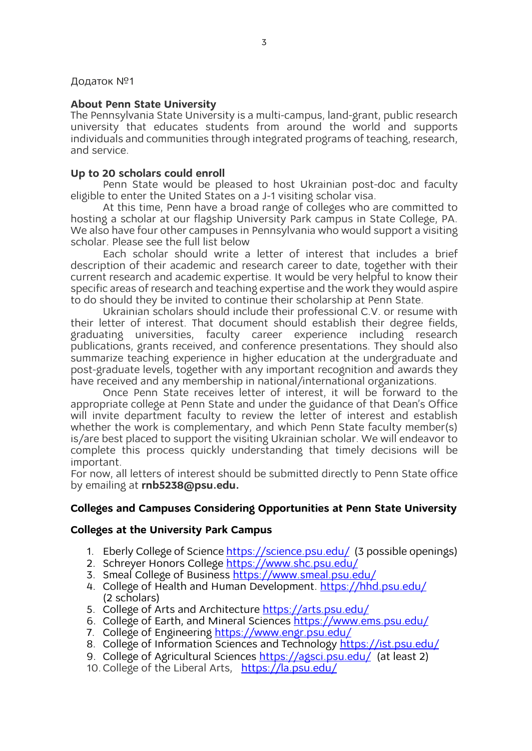Додаток №1

**About Penn State University**

The Pennsylvania State University is a multi-campus, land-grant, public research university that educates students from around the world and supports individuals and communities through integrated programs of teaching, research, and service.

**Up to 20 scholars could enroll**

Penn State would be pleased to host Ukrainian post-doc and faculty eligible to enter the United States on a J-1 visiting scholar visa.

At this time, Penn have a broad range of colleges who are committed to hosting a scholar at our flagship University Park campus in State College, PA. We also have four other campuses in Pennsylvania who would support a visiting scholar. Please see the full list below

Each scholar should write a letter of interest that includes a brief description of their academic and research career to date, together with their current research and academic expertise. It would be very helpful to know their specific areas of research and teaching expertise and the work they would aspire to do should they be invited to continue their scholarship at Penn State.

Ukrainian scholars should include their professional C.V. or resume with their letter of interest. That document should establish their degree fields, graduating universities, faculty career experience including research publications, grants received, and conference presentations. They should also summarize teaching experience in higher education at the undergraduate and post-graduate levels, together with any important recognition and awards they have received and any membership in national/international organizations.

Once Penn State receives letter of interest, it will be forward to the appropriate college at Penn State and under the guidance of that Dean's Office will invite department faculty to review the letter of interest and establish whether the work is complementary, and which Penn State faculty member(s) is/are best placed to support the visiting Ukrainian scholar. We will endeavor to complete this process quickly understanding that timely decisions will be important.

For now, all letters of interest should be submitted directly to Penn State office by emailing at **rnb5238@psu.edu.**

**Colleges and Campuses Considering Opportunities at Penn State University**

**Colleges at the University Park Campus**

1. Eberly College of Science https://science.psu.edu/ (3 possible openings)
2. Schreyer Honors College https://www.shc.psu.edu/
3. Smeal College of Business https://www.smeal.psu.edu/
4. College of Health and Human Development. https://hhd.psu.edu/ (2 scholars)
5. College of Arts and Architecture https://arts.psu.edu/
6. College of Earth, and Mineral Sciences https://www.ems.psu.edu/
7. College of Engineering https://www.engr.psu.edu/
8. College of Information Sciences and Technology https://ist.psu.edu/
9. College of Agricultural Sciences https://agsci.psu.edu/ (at least 2)
10. College of the Liberal Arts, https://la.psu.edu/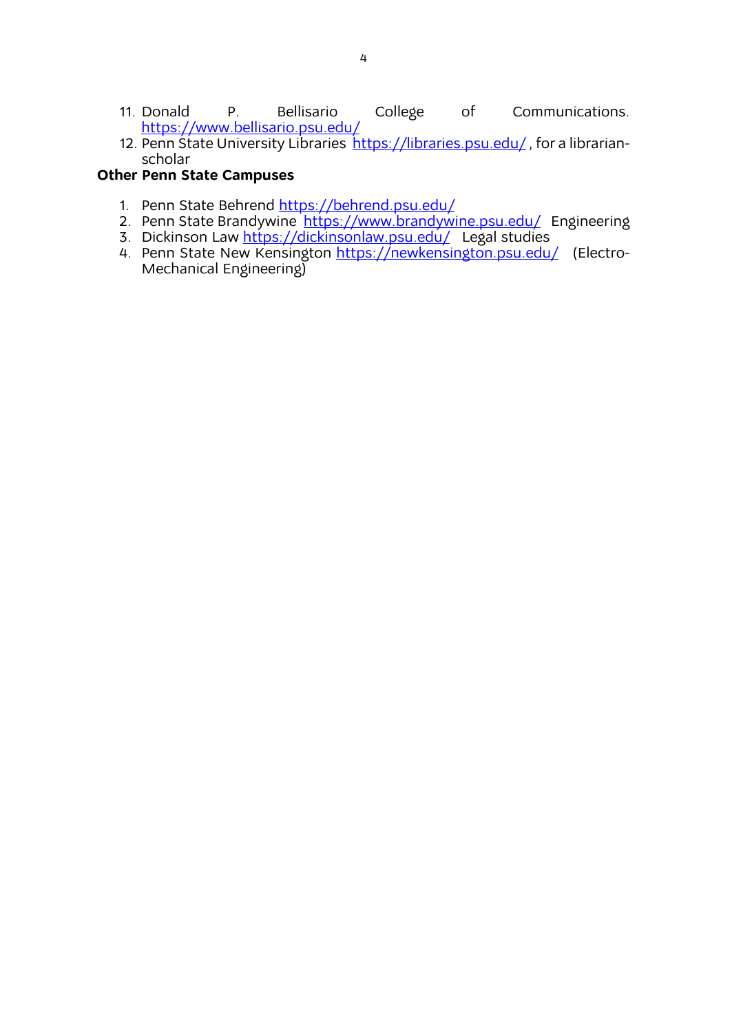11. Donald P. Bellisario College of Communications. https://www.bellisario.psu.edu/
12. Penn State University Libraries https://libraries.psu.edu/ , for a librarian-scholar

**Other Penn State Campuses**

1. Penn State Behrend https://behrend.psu.edu/
2. Penn State Brandywine https://www.brandywine.psu.edu/ Engineering
3. Dickinson Law https://dickinsonlaw.psu.edu/ Legal studies
4. Penn State New Kensington https://newkensington.psu.edu/ (Electro-Mechanical Engineering)